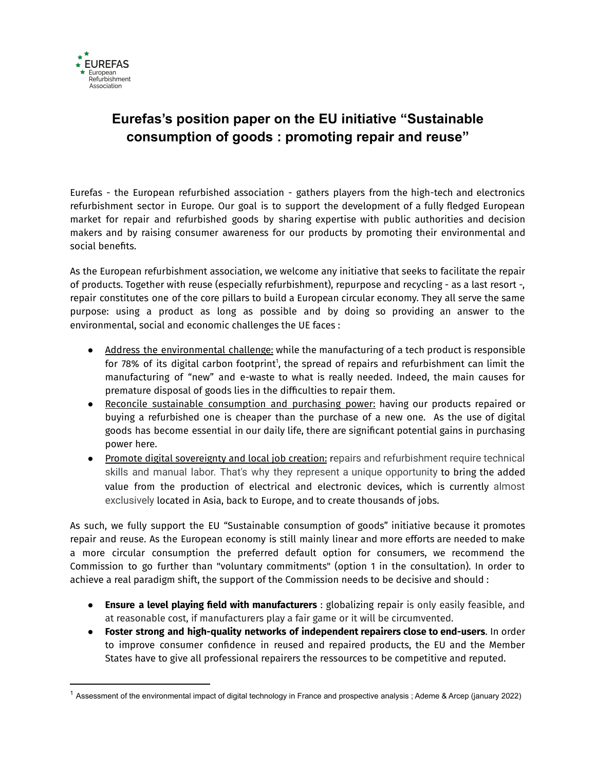EUREFAS
European
Refurbishment
Association

# Eurefas's position paper on the EU initiative "Sustainable consumption of goods : promoting repair and reuse"

Eurefas - the European refurbished association - gathers players from the high-tech and electronics refurbishment sector in Europe. Our goal is to support the development of a fully fledged European market for repair and refurbished goods by sharing expertise with public authorities and decision makers and by raising consumer awareness for our products by promoting their environmental and social benefits.

As the European refurbishment association, we welcome any initiative that seeks to facilitate the repair of products. Together with reuse (especially refurbishment), repurpose and recycling - as a last resort -, repair constitutes one of the core pillars to build a European circular economy. They all serve the same purpose: using a product as long as possible and by doing so providing an answer to the environmental, social and economic challenges the UE faces :

- Address the environmental challenge: while the manufacturing of a tech product is responsible for 78% of its digital carbon footprint[1], the spread of repairs and refurbishment can limit the manufacturing of "new" and e-waste to what is really needed. Indeed, the main causes for premature disposal of goods lies in the difficulties to repair them.
- Reconcile sustainable consumption and purchasing power: having our products repaired or buying a refurbished one is cheaper than the purchase of a new one. As the use of digital goods has become essential in our daily life, there are significant potential gains in purchasing power here.
- Promote digital sovereignty and local job creation: repairs and refurbishment require technical skills and manual labor. That's why they represent a unique opportunity to bring the added value from the production of electrical and electronic devices, which is currently almost exclusively located in Asia, back to Europe, and to create thousands of jobs.

As such, we fully support the EU "Sustainable consumption of goods" initiative because it promotes repair and reuse. As the European economy is still mainly linear and more efforts are needed to make a more circular consumption the preferred default option for consumers, we recommend the Commission to go further than "voluntary commitments" (option 1 in the consultation). In order to achieve a real paradigm shift, the support of the Commission needs to be decisive and should :

- **Ensure a level playing field with manufacturers** : globalizing repair is only easily feasible, and at reasonable cost, if manufacturers play a fair game or it will be circumvented.
- **Foster strong and high-quality networks of independent repairers close to end-users**. In order to improve consumer confidence in reused and repaired products, the EU and the Member States have to give all professional repairers the ressources to be competitive and reputed.

[1] Assessment of the environmental impact of digital technology in France and prospective analysis ; Ademe & Arcep (january 2022)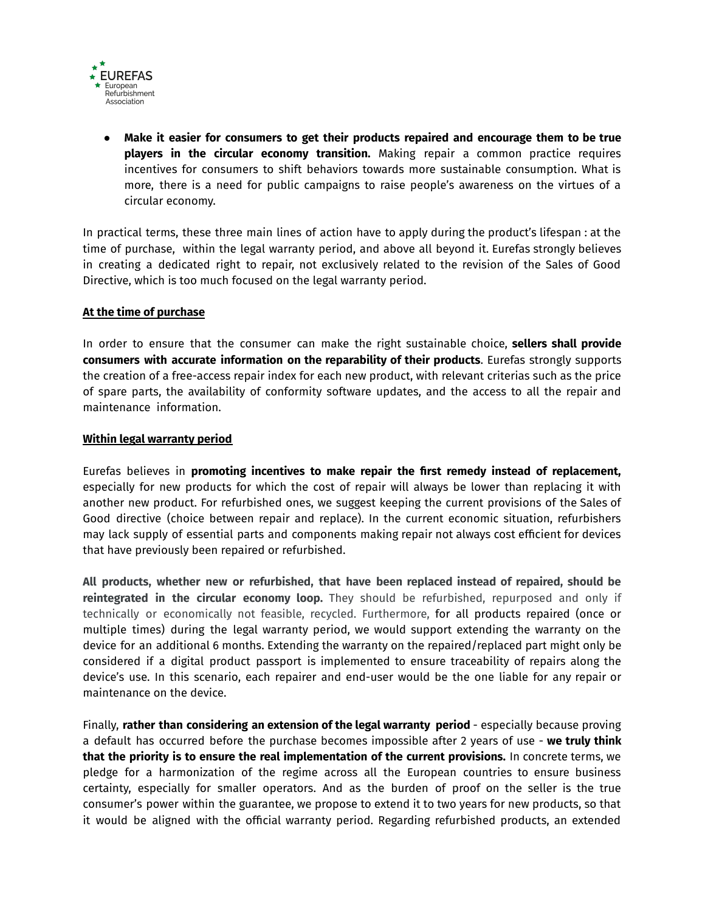- **Make it easier for consumers to get their products repaired and encourage them to be true players in the circular economy transition.** Making repair a common practice requires incentives for consumers to shift behaviors towards more sustainable consumption. What is more, there is a need for public campaigns to raise people's awareness on the virtues of a circular economy.

In practical terms, these three main lines of action have to apply during the product's lifespan : at the time of purchase, within the legal warranty period, and above all beyond it. Eurefas strongly believes in creating a dedicated right to repair, not exclusively related to the revision of the Sales of Good Directive, which is too much focused on the legal warranty period.

**At the time of purchase**

In order to ensure that the consumer can make the right sustainable choice, **sellers shall provide consumers with accurate information on the reparability of their products**. Eurefas strongly supports the creation of a free-access repair index for each new product, with relevant criterias such as the price of spare parts, the availability of conformity software updates, and the access to all the repair and maintenance information.

**Within legal warranty period**

Eurefas believes in **promoting incentives to make repair the first remedy instead of replacement,** especially for new products for which the cost of repair will always be lower than replacing it with another new product. For refurbished ones, we suggest keeping the current provisions of the Sales of Good directive (choice between repair and replace). In the current economic situation, refurbishers may lack supply of essential parts and components making repair not always cost efficient for devices that have previously been repaired or refurbished.

**All products, whether new or refurbished, that have been replaced instead of repaired, should be reintegrated in the circular economy loop.** They should be refurbished, repurposed and only if technically or economically not feasible, recycled. Furthermore, for all products repaired (once or multiple times) during the legal warranty period, we would support extending the warranty on the device for an additional 6 months. Extending the warranty on the repaired/replaced part might only be considered if a digital product passport is implemented to ensure traceability of repairs along the device's use. In this scenario, each repairer and end-user would be the one liable for any repair or maintenance on the device.

Finally, **rather than considering an extension of the legal warranty period** - especially because proving a default has occurred before the purchase becomes impossible after 2 years of use - **we truly think that the priority is to ensure the real implementation of the current provisions.** In concrete terms, we pledge for a harmonization of the regime across all the European countries to ensure business certainty, especially for smaller operators. And as the burden of proof on the seller is the true consumer's power within the guarantee, we propose to extend it to two years for new products, so that it would be aligned with the official warranty period. Regarding refurbished products, an extended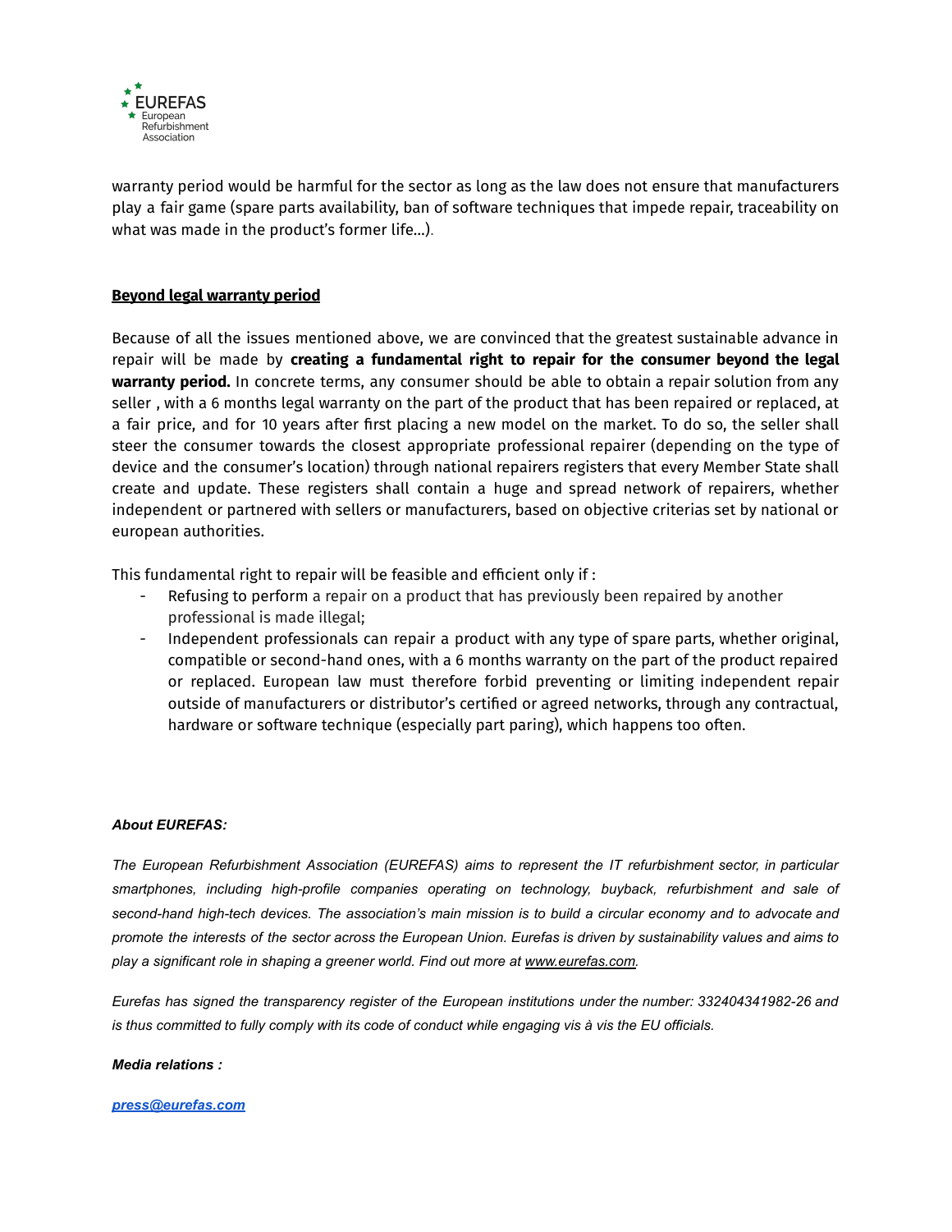warranty period would be harmful for the sector as long as the law does not ensure that manufacturers play a fair game (spare parts availability, ban of software techniques that impede repair, traceability on what was made in the product's former life…).

## Beyond legal warranty period

Because of all the issues mentioned above, we are convinced that the greatest sustainable advance in repair will be made by **creating a fundamental right to repair for the consumer beyond the legal warranty period.** In concrete terms, any consumer should be able to obtain a repair solution from any seller , with a 6 months legal warranty on the part of the product that has been repaired or replaced, at a fair price, and for 10 years after first placing a new model on the market. To do so, the seller shall steer the consumer towards the closest appropriate professional repairer (depending on the type of device and the consumer's location) through national repairers registers that every Member State shall create and update. These registers shall contain a huge and spread network of repairers, whether independent or partnered with sellers or manufacturers, based on objective criterias set by national or european authorities.

This fundamental right to repair will be feasible and efficient only if :

- Refusing to perform a repair on a product that has previously been repaired by another professional is made illegal;
- Independent professionals can repair a product with any type of spare parts, whether original, compatible or second-hand ones, with a 6 months warranty on the part of the product repaired or replaced. European law must therefore forbid preventing or limiting independent repair outside of manufacturers or distributor's certified or agreed networks, through any contractual, hardware or software technique (especially part paring), which happens too often.

***About EUREFAS:***

*The European Refurbishment Association (EUREFAS) aims to represent the IT refurbishment sector, in particular smartphones, including high-profile companies operating on technology, buyback, refurbishment and sale of second-hand high-tech devices. The association's main mission is to build a circular economy and to advocate and promote the interests of the sector across the European Union. Eurefas is driven by sustainability values and aims to play a significant role in shaping a greener world. Find out more at www.eurefas.com.*

*Eurefas has signed the transparency register of the European institutions under the number: 332404341982-26 and is thus committed to fully comply with its code of conduct while engaging vis à vis the EU officials.*

***Media relations :***

***press@eurefas.com***